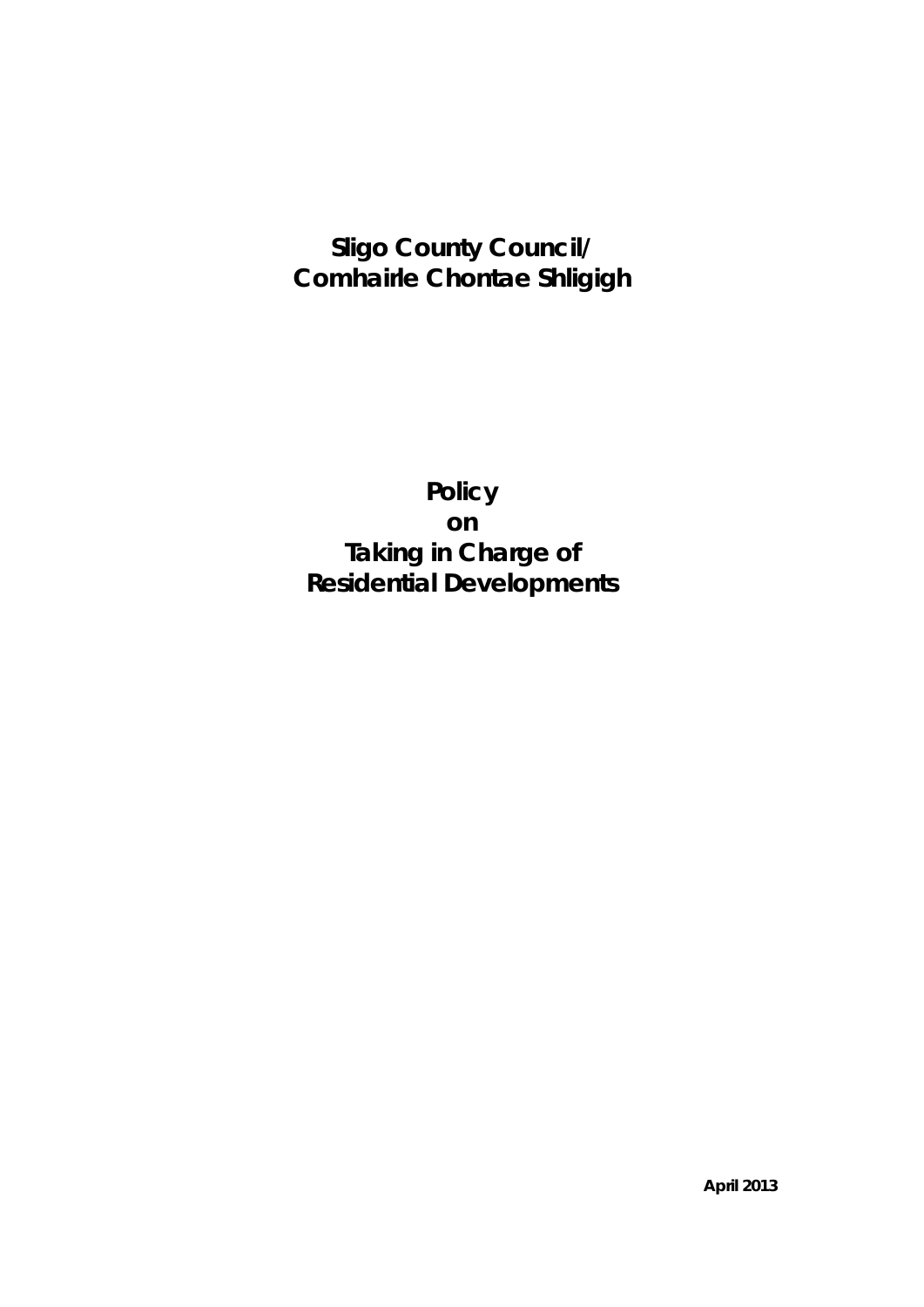# Sligo County Council/ Comhairle Chontae Shligigh

# Policy on Taking in Charge of Residential Developments

**April 2013**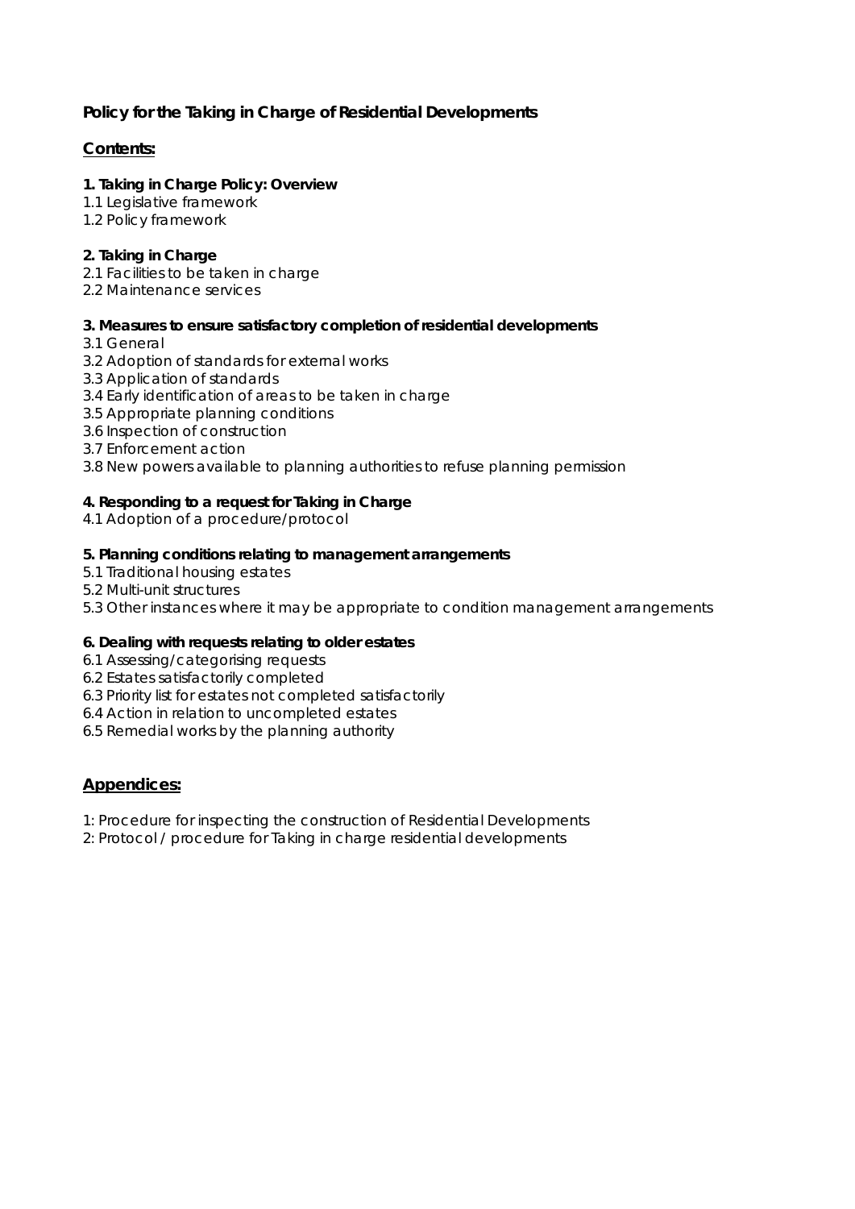# Policy for the Taking in Charge of Residential Developments

## Contents:

**1. Taking in Charge Policy: Overview**
1.1 Legislative framework
1.2 Policy framework

**2. Taking in Charge**
2.1 Facilities to be taken in charge
2.2 Maintenance services

**3. Measures to ensure satisfactory completion of residential developments**
3.1 General
3.2 Adoption of standards for external works
3.3 Application of standards
3.4 Early identification of areas to be taken in charge
3.5 Appropriate planning conditions
3.6 Inspection of construction
3.7 Enforcement action
3.8 New powers available to planning authorities to refuse planning permission

**4. Responding to a request for Taking in Charge**
4.1 Adoption of a procedure/protocol

**5. Planning conditions relating to management arrangements**
5.1 Traditional housing estates
5.2 Multi-unit structures
5.3 Other instances where it may be appropriate to condition management arrangements

**6. Dealing with requests relating to older estates**
6.1 Assessing/categorising requests
6.2 Estates satisfactorily completed
6.3 Priority list for estates not completed satisfactorily
6.4 Action in relation to uncompleted estates
6.5 Remedial works by the planning authority

## Appendices:

1: Procedure for inspecting the construction of Residential Developments
2: Protocol / procedure for Taking in charge residential developments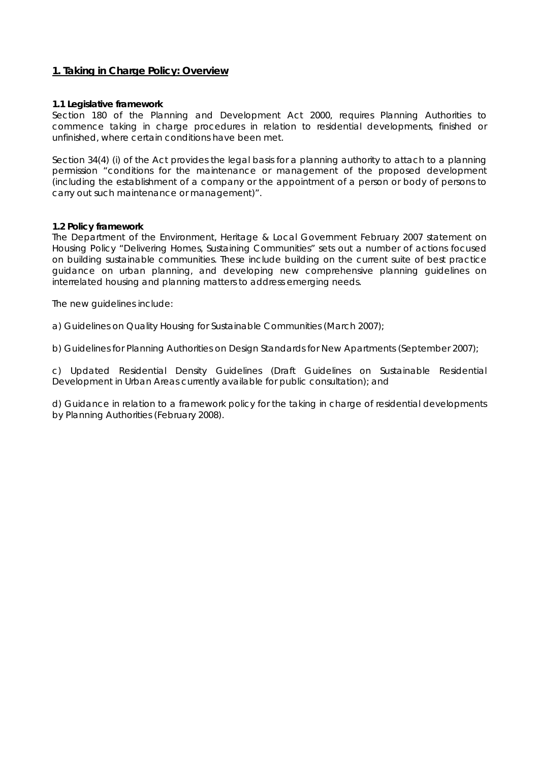## 1. Taking in Charge Policy: Overview

**1.1 Legislative framework**

Section 180 of the Planning and Development Act 2000, requires Planning Authorities to commence taking in charge procedures in relation to residential developments, finished or unfinished, where certain conditions have been met.

Section 34(4) (i) of the Act provides the legal basis for a planning authority to attach to a planning permission "conditions for the maintenance or management of the proposed development (including the establishment of a company or the appointment of a person or body of persons to carry out such maintenance or management)".

**1.2 Policy framework**

The Department of the Environment, Heritage & Local Government February 2007 statement on Housing Policy "Delivering Homes, Sustaining Communities" sets out a number of actions focused on building sustainable communities. These include building on the current suite of best practice guidance on urban planning, and developing new comprehensive planning guidelines on interrelated housing and planning matters to address emerging needs.

The new guidelines include:

a) Guidelines on Quality Housing for Sustainable Communities (March 2007);

b) Guidelines for Planning Authorities on Design Standards for New Apartments (September 2007);

c) Updated Residential Density Guidelines (Draft Guidelines on Sustainable Residential Development in Urban Areas currently available for public consultation); and

d) Guidance in relation to a framework policy for the taking in charge of residential developments by Planning Authorities (February 2008).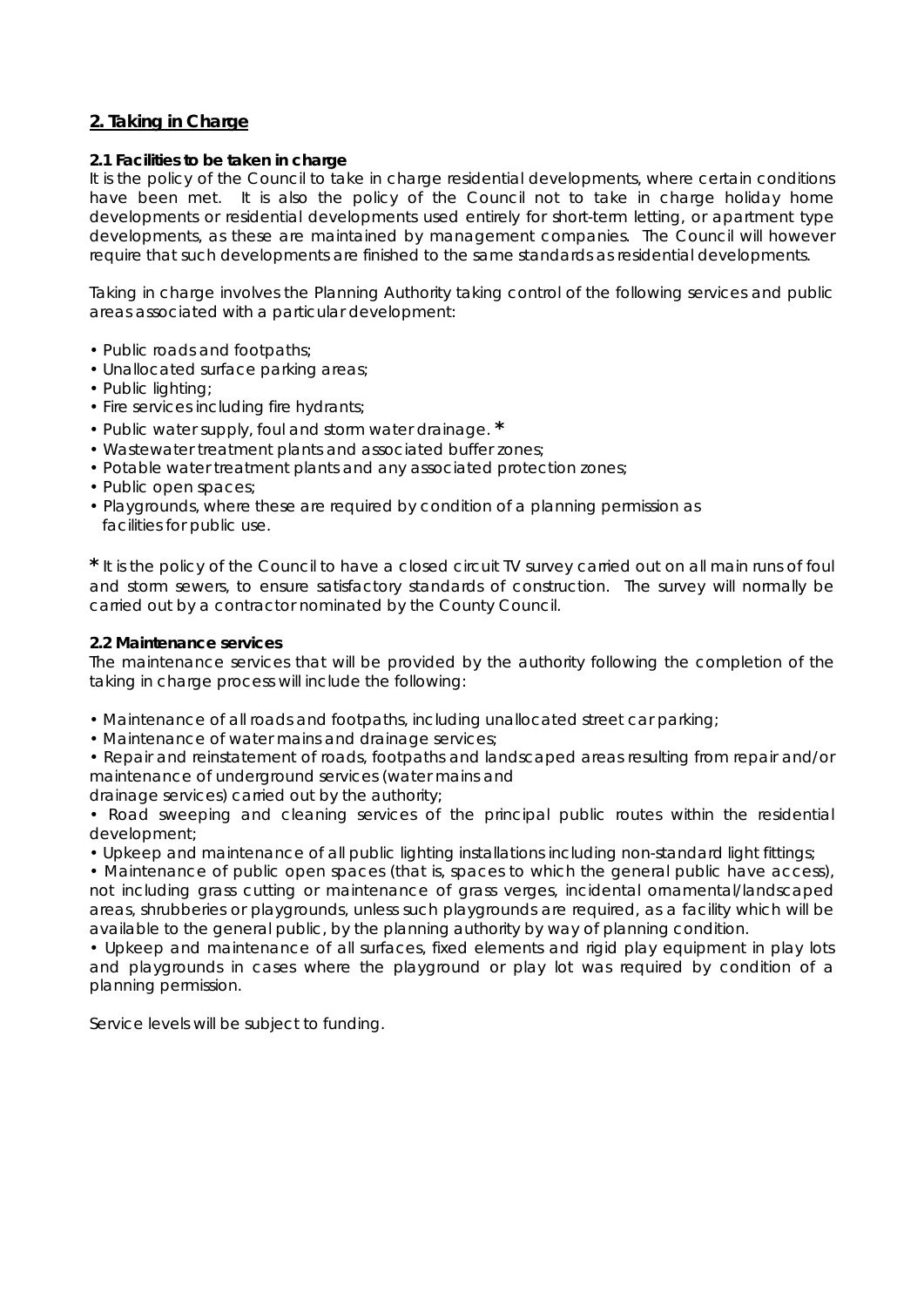## 2. Taking in Charge

**2.1 Facilities to be taken in charge**

It is the policy of the Council to take in charge residential developments, where certain conditions have been met. It is also the policy of the Council not to take in charge holiday home developments or residential developments used entirely for short-term letting, or apartment type developments, as these are maintained by management companies. The Council will however require that such developments are finished to the same standards as residential developments.

Taking in charge involves the Planning Authority taking control of the following services and public areas associated with a particular development:

- Public roads and footpaths;
- Unallocated surface parking areas;
- Public lighting;
- Fire services including fire hydrants;
- Public water supply, foul and storm water drainage. **\***
- Wastewater treatment plants and associated buffer zones;
- Potable water treatment plants and any associated protection zones;
- Public open spaces;
- Playgrounds, where these are required by condition of a planning permission as facilities for public use.

**\*** It is the policy of the Council to have a closed circuit TV survey carried out on all main runs of foul and storm sewers, to ensure satisfactory standards of construction. The survey will normally be carried out by a contractor nominated by the County Council.

**2.2 Maintenance services**

The maintenance services that will be provided by the authority following the completion of the taking in charge process will include the following:

- Maintenance of all roads and footpaths, including unallocated street car parking;
- Maintenance of water mains and drainage services;
- Repair and reinstatement of roads, footpaths and landscaped areas resulting from repair and/or maintenance of underground services (water mains and drainage services) carried out by the authority;
- Road sweeping and cleaning services of the principal public routes within the residential development;
- Upkeep and maintenance of all public lighting installations including non-standard light fittings;
- Maintenance of public open spaces (that is, spaces to which the general public have access), not including grass cutting or maintenance of grass verges, incidental ornamental/landscaped areas, shrubberies or playgrounds, unless such playgrounds are required, as a facility which will be available to the general public, by the planning authority by way of planning condition.
- Upkeep and maintenance of all surfaces, fixed elements and rigid play equipment in play lots and playgrounds in cases where the playground or play lot was required by condition of a planning permission.

Service levels will be subject to funding.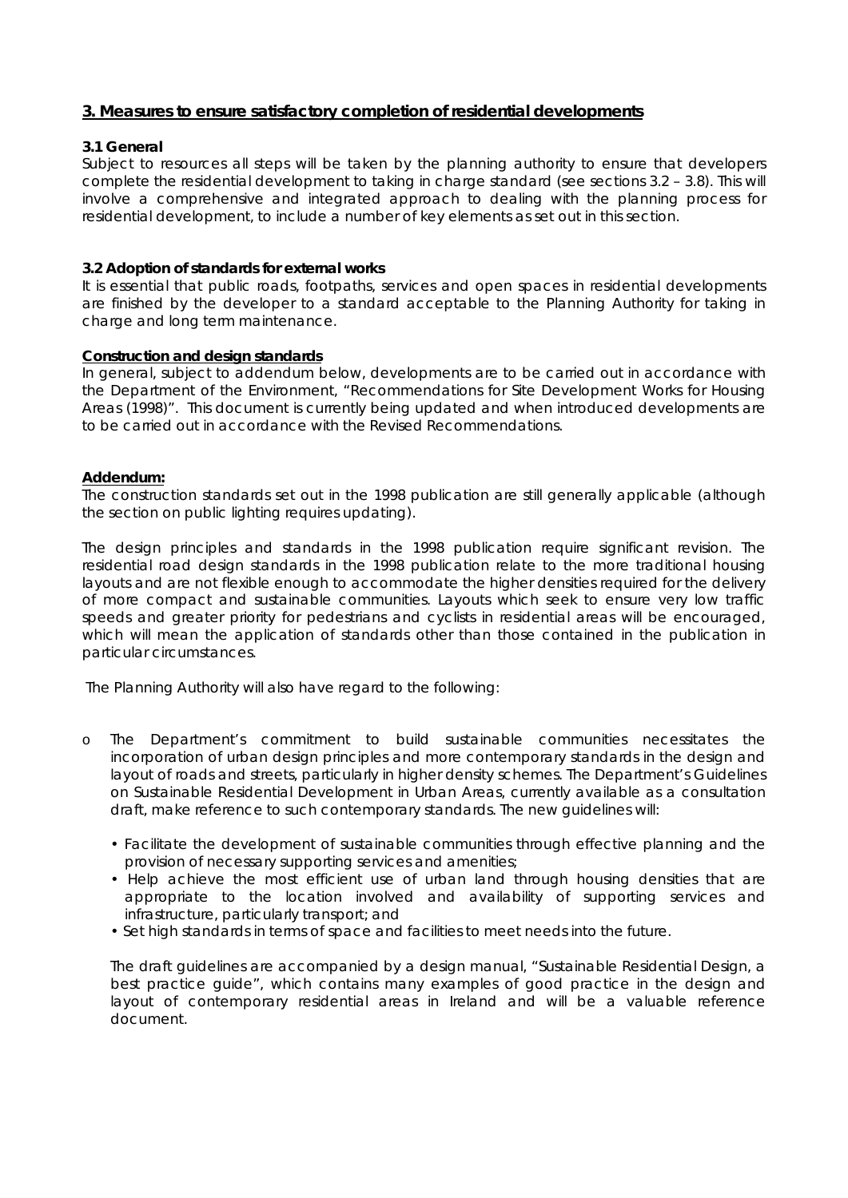## 3. Measures to ensure satisfactory completion of residential developments

### 3.1 General

Subject to resources all steps will be taken by the planning authority to ensure that developers complete the residential development to taking in charge standard (see sections 3.2 – 3.8). This will involve a comprehensive and integrated approach to dealing with the planning process for residential development, to include a number of key elements as set out in this section.

### 3.2 Adoption of standards for external works

It is essential that public roads, footpaths, services and open spaces in residential developments are finished by the developer to a standard acceptable to the Planning Authority for taking in charge and long term maintenance.

**Construction and design standards**

In general, subject to addendum below, developments are to be carried out in accordance with the Department of the Environment, "Recommendations for Site Development Works for Housing Areas (1998)". This document is currently being updated and when introduced developments are to be carried out in accordance with the Revised Recommendations.

**Addendum:**

The construction standards set out in the 1998 publication are still generally applicable (although the section on public lighting requires updating).

The design principles and standards in the 1998 publication require significant revision. The residential road design standards in the 1998 publication relate to the more traditional housing layouts and are not flexible enough to accommodate the higher densities required for the delivery of more compact and sustainable communities. Layouts which seek to ensure very low traffic speeds and greater priority for pedestrians and cyclists in residential areas will be encouraged, which will mean the application of standards other than those contained in the publication in particular circumstances.

The Planning Authority will also have regard to the following:

- The Department's commitment to build sustainable communities necessitates the incorporation of urban design principles and more contemporary standards in the design and layout of roads and streets, particularly in higher density schemes. The Department's Guidelines on Sustainable Residential Development in Urban Areas, currently available as a consultation draft, make reference to such contemporary standards. The new guidelines will:
  - Facilitate the development of sustainable communities through effective planning and the provision of necessary supporting services and amenities;
  - Help achieve the most efficient use of urban land through housing densities that are appropriate to the location involved and availability of supporting services and infrastructure, particularly transport; and
  - Set high standards in terms of space and facilities to meet needs into the future.

  The draft guidelines are accompanied by a design manual, "Sustainable Residential Design, a best practice guide", which contains many examples of good practice in the design and layout of contemporary residential areas in Ireland and will be a valuable reference document.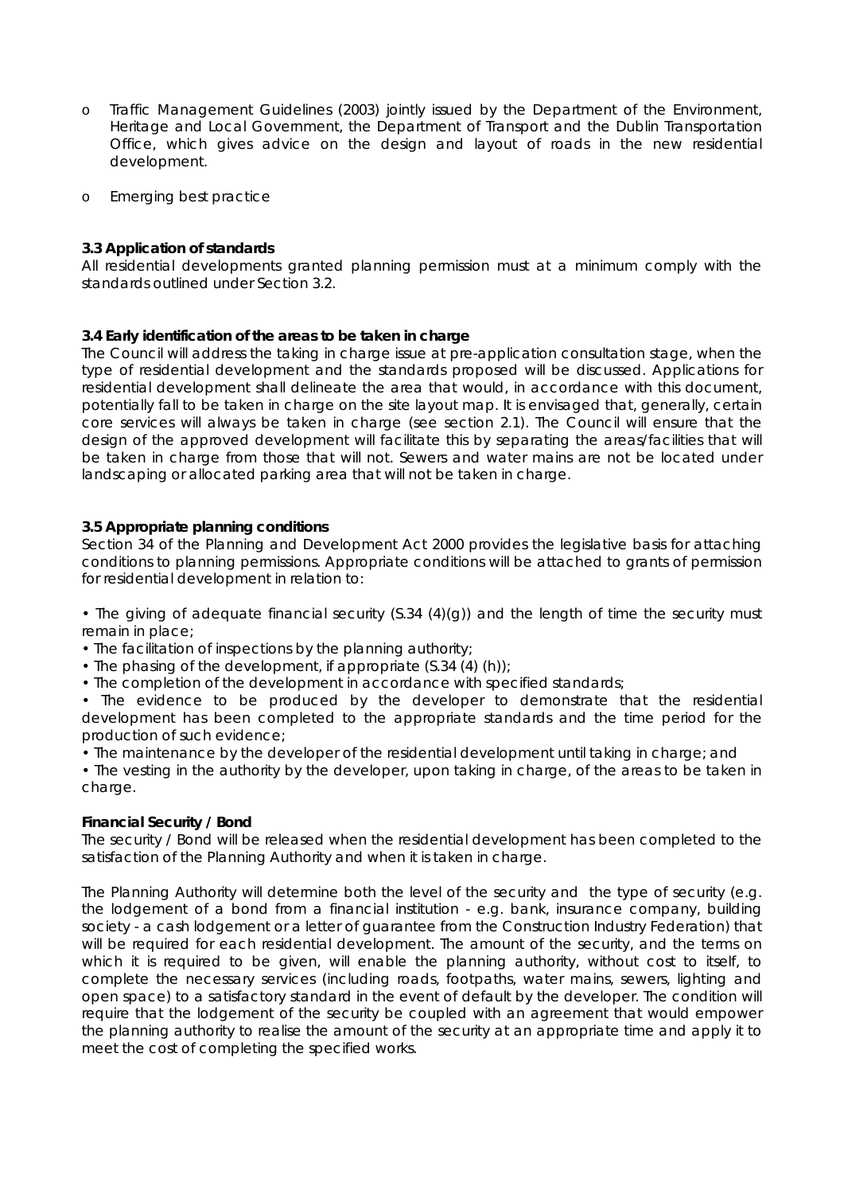- Traffic Management Guidelines (2003) jointly issued by the Department of the Environment, Heritage and Local Government, the Department of Transport and the Dublin Transportation Office, which gives advice on the design and layout of roads in the new residential development.
- Emerging best practice

**3.3 Application of standards**
All residential developments granted planning permission must at a minimum comply with the standards outlined under Section 3.2.

**3.4 Early identification of the areas to be taken in charge**
The Council will address the taking in charge issue at pre-application consultation stage, when the type of residential development and the standards proposed will be discussed. Applications for residential development shall delineate the area that would, in accordance with this document, potentially fall to be taken in charge on the site layout map. It is envisaged that, generally, certain core services will always be taken in charge (see section 2.1). The Council will ensure that the design of the approved development will facilitate this by separating the areas/facilities that will be taken in charge from those that will not. Sewers and water mains are not be located under landscaping or allocated parking area that will not be taken in charge.

**3.5 Appropriate planning conditions**
Section 34 of the Planning and Development Act 2000 provides the legislative basis for attaching conditions to planning permissions. Appropriate conditions will be attached to grants of permission for residential development in relation to:

- The giving of adequate financial security (S.34 (4)(g)) and the length of time the security must remain in place;
- The facilitation of inspections by the planning authority;
- The phasing of the development, if appropriate (S.34 (4) (h));
- The completion of the development in accordance with specified standards;
- The evidence to be produced by the developer to demonstrate that the residential development has been completed to the appropriate standards and the time period for the production of such evidence;
- The maintenance by the developer of the residential development until taking in charge; and
- The vesting in the authority by the developer, upon taking in charge, of the areas to be taken in charge.

**Financial Security / Bond**
The security / Bond will be released when the residential development has been completed to the satisfaction of the Planning Authority and when it is taken in charge.

The Planning Authority will determine both the level of the security and the type of security (e.g. the lodgement of a bond from a financial institution - e.g. bank, insurance company, building society - a cash lodgement or a letter of guarantee from the Construction Industry Federation) that will be required for each residential development. The amount of the security, and the terms on which it is required to be given, will enable the planning authority, without cost to itself, to complete the necessary services (including roads, footpaths, water mains, sewers, lighting and open space) to a satisfactory standard in the event of default by the developer. The condition will require that the lodgement of the security be coupled with an agreement that would empower the planning authority to realise the amount of the security at an appropriate time and apply it to meet the cost of completing the specified works.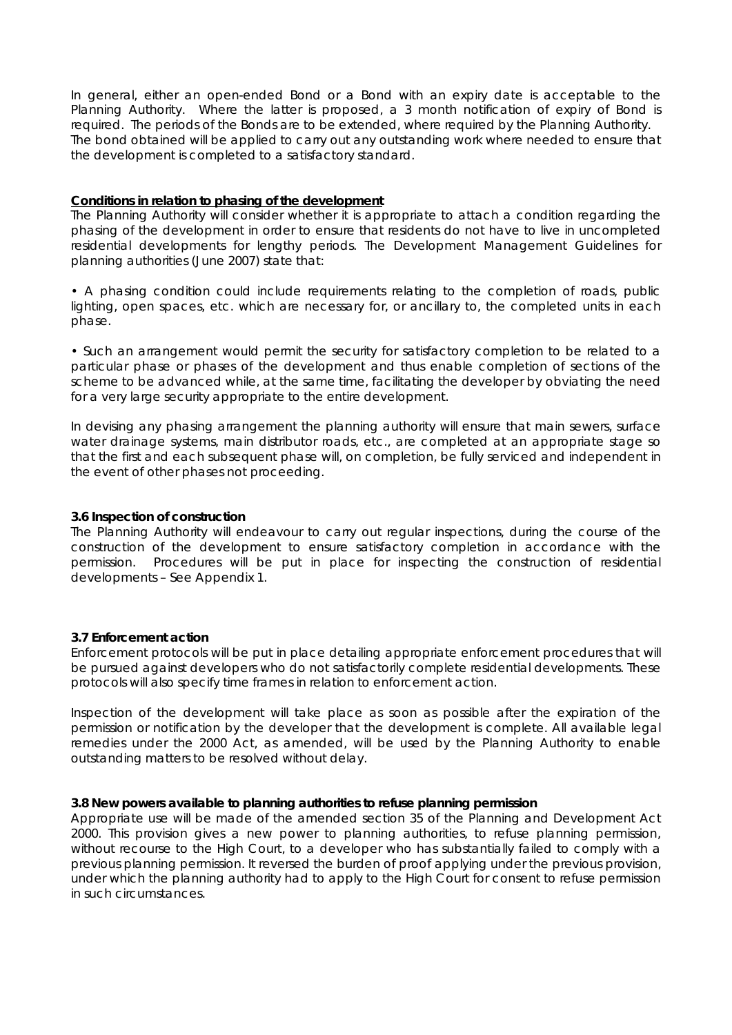In general, either an open-ended Bond or a Bond with an expiry date is acceptable to the Planning Authority. Where the latter is proposed, a 3 month notification of expiry of Bond is required. The periods of the Bonds are to be extended, where required by the Planning Authority. The bond obtained will be applied to carry out any outstanding work where needed to ensure that the development is completed to a satisfactory standard.

**Conditions in relation to phasing of the development**

The Planning Authority will consider whether it is appropriate to attach a condition regarding the phasing of the development in order to ensure that residents do not have to live in uncompleted residential developments for lengthy periods. The Development Management Guidelines for planning authorities (June 2007) state that:

- A phasing condition could include requirements relating to the completion of roads, public lighting, open spaces, etc. which are necessary for, or ancillary to, the completed units in each phase.

- Such an arrangement would permit the security for satisfactory completion to be related to a particular phase or phases of the development and thus enable completion of sections of the scheme to be advanced while, at the same time, facilitating the developer by obviating the need for a very large security appropriate to the entire development.

In devising any phasing arrangement the planning authority will ensure that main sewers, surface water drainage systems, main distributor roads, etc., are completed at an appropriate stage so that the first and each subsequent phase will, on completion, be fully serviced and independent in the event of other phases not proceeding.

**3.6 Inspection of construction**

The Planning Authority will endeavour to carry out regular inspections, during the course of the construction of the development to ensure satisfactory completion in accordance with the permission. Procedures will be put in place for inspecting the construction of residential developments – See Appendix 1.

**3.7 Enforcement action**

Enforcement protocols will be put in place detailing appropriate enforcement procedures that will be pursued against developers who do not satisfactorily complete residential developments. These protocols will also specify time frames in relation to enforcement action.

Inspection of the development will take place as soon as possible after the expiration of the permission or notification by the developer that the development is complete. All available legal remedies under the 2000 Act, as amended, will be used by the Planning Authority to enable outstanding matters to be resolved without delay.

**3.8 New powers available to planning authorities to refuse planning permission**

Appropriate use will be made of the amended section 35 of the Planning and Development Act 2000. This provision gives a new power to planning authorities, to refuse planning permission, without recourse to the High Court, to a developer who has substantially failed to comply with a previous planning permission. It reversed the burden of proof applying under the previous provision, under which the planning authority had to apply to the High Court for consent to refuse permission in such circumstances.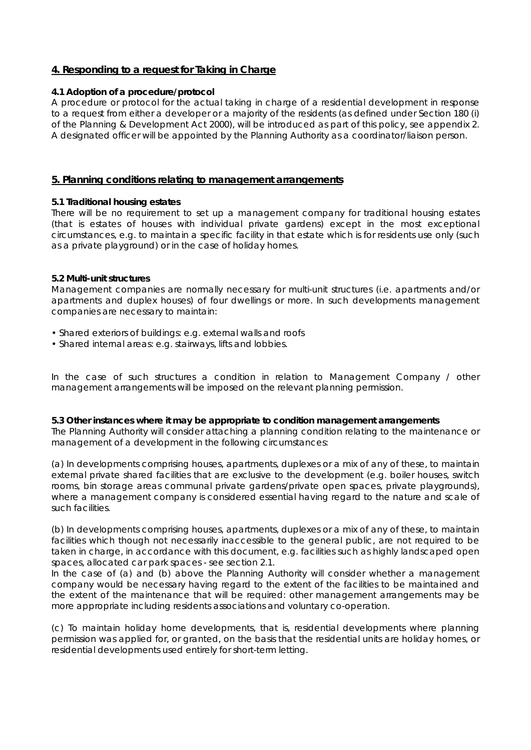## 4. Responding to a request for Taking in Charge

### 4.1 Adoption of a procedure/protocol

A procedure or protocol for the actual taking in charge of a residential development in response to a request from either a developer or a majority of the residents (as defined under Section 180 (i) of the Planning & Development Act 2000), will be introduced as part of this policy, see appendix 2. A designated officer will be appointed by the Planning Authority as a coordinator/liaison person.

## 5. Planning conditions relating to management arrangements

### 5.1 Traditional housing estates

There will be no requirement to set up a management company for traditional housing estates (that is estates of houses with individual private gardens) except in the most exceptional circumstances, e.g. to maintain a specific facility in that estate which is for residents use only (such as a private playground) or in the case of holiday homes.

### 5.2 Multi-unit structures

Management companies are normally necessary for multi-unit structures (i.e. apartments and/or apartments and duplex houses) of four dwellings or more. In such developments management companies are necessary to maintain:

- Shared exteriors of buildings: e.g. external walls and roofs
- Shared internal areas: e.g. stairways, lifts and lobbies.

In the case of such structures a condition in relation to Management Company / other management arrangements will be imposed on the relevant planning permission.

### 5.3 Other instances where it may be appropriate to condition management arrangements

The Planning Authority will consider attaching a planning condition relating to the maintenance or management of a development in the following circumstances:

(a) In developments comprising houses, apartments, duplexes or a mix of any of these, to maintain external private shared facilities that are exclusive to the development (e.g. boiler houses, switch rooms, bin storage areas communal private gardens/private open spaces, private playgrounds), where a management company is considered essential having regard to the nature and scale of such facilities.

(b) In developments comprising houses, apartments, duplexes or a mix of any of these, to maintain facilities which though not necessarily inaccessible to the general public, are not required to be taken in charge, in accordance with this document, e.g. facilities such as highly landscaped open spaces, allocated car park spaces - see section 2.1.

In the case of (a) and (b) above the Planning Authority will consider whether a management company would be necessary having regard to the extent of the facilities to be maintained and the extent of the maintenance that will be required: other management arrangements may be more appropriate including residents associations and voluntary co-operation.

(c) To maintain holiday home developments, that is, residential developments where planning permission was applied for, or granted, on the basis that the residential units are holiday homes, or residential developments used entirely for short-term letting.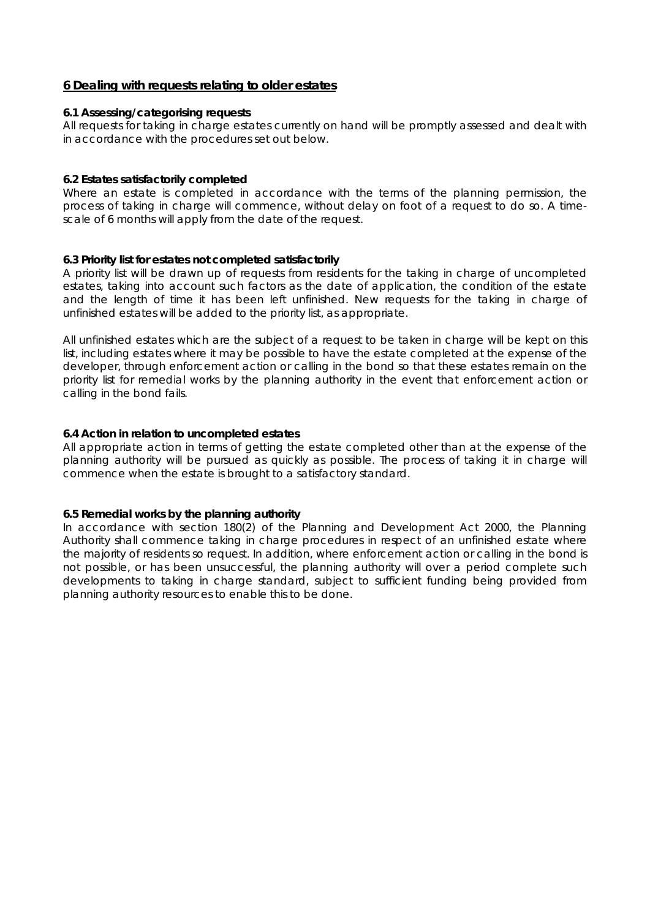## 6 Dealing with requests relating to older estates

### 6.1 Assessing/categorising requests

All requests for taking in charge estates currently on hand will be promptly assessed and dealt with in accordance with the procedures set out below.

### 6.2 Estates satisfactorily completed

Where an estate is completed in accordance with the terms of the planning permission, the process of taking in charge will commence, without delay on foot of a request to do so. A time-scale of 6 months will apply from the date of the request.

### 6.3 Priority list for estates not completed satisfactorily

A priority list will be drawn up of requests from residents for the taking in charge of uncompleted estates, taking into account such factors as the date of application, the condition of the estate and the length of time it has been left unfinished. New requests for the taking in charge of unfinished estates will be added to the priority list, as appropriate.

All unfinished estates which are the subject of a request to be taken in charge will be kept on this list, including estates where it may be possible to have the estate completed at the expense of the developer, through enforcement action or calling in the bond so that these estates remain on the priority list for remedial works by the planning authority in the event that enforcement action or calling in the bond fails.

### 6.4 Action in relation to uncompleted estates

All appropriate action in terms of getting the estate completed other than at the expense of the planning authority will be pursued as quickly as possible. The process of taking it in charge will commence when the estate is brought to a satisfactory standard.

### 6.5 Remedial works by the planning authority

In accordance with section 180(2) of the Planning and Development Act 2000, the Planning Authority shall commence taking in charge procedures in respect of an unfinished estate where the majority of residents so request. In addition, where enforcement action or calling in the bond is not possible, or has been unsuccessful, the planning authority will over a period complete such developments to taking in charge standard, subject to sufficient funding being provided from planning authority resources to enable this to be done.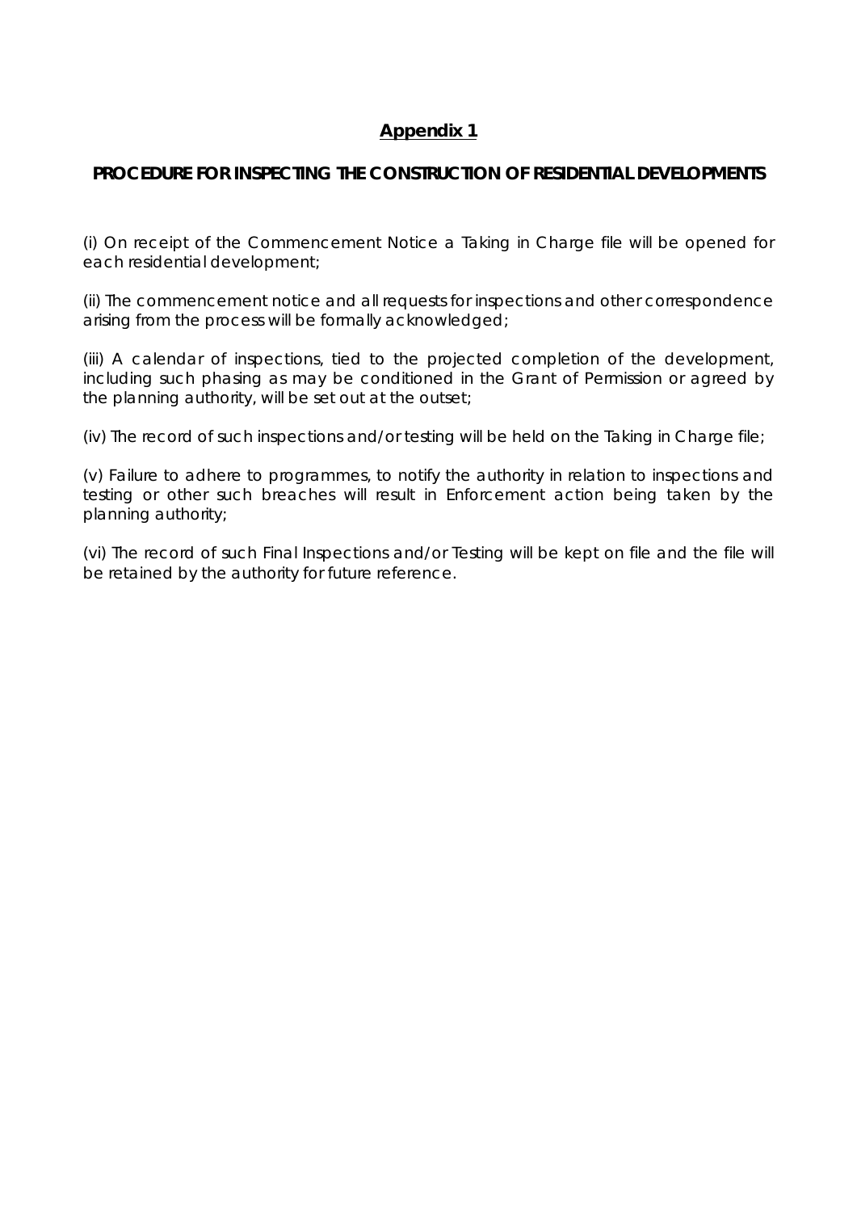## Appendix 1

### PROCEDURE FOR INSPECTING THE CONSTRUCTION OF RESIDENTIAL DEVELOPMENTS

(i) On receipt of the Commencement Notice a Taking in Charge file will be opened for each residential development;

(ii) The commencement notice and all requests for inspections and other correspondence arising from the process will be formally acknowledged;

(iii) A calendar of inspections, tied to the projected completion of the development, including such phasing as may be conditioned in the Grant of Permission or agreed by the planning authority, will be set out at the outset;

(iv) The record of such inspections and/or testing will be held on the Taking in Charge file;

(v) Failure to adhere to programmes, to notify the authority in relation to inspections and testing or other such breaches will result in Enforcement action being taken by the planning authority;

(vi) The record of such Final Inspections and/or Testing will be kept on file and the file will be retained by the authority for future reference.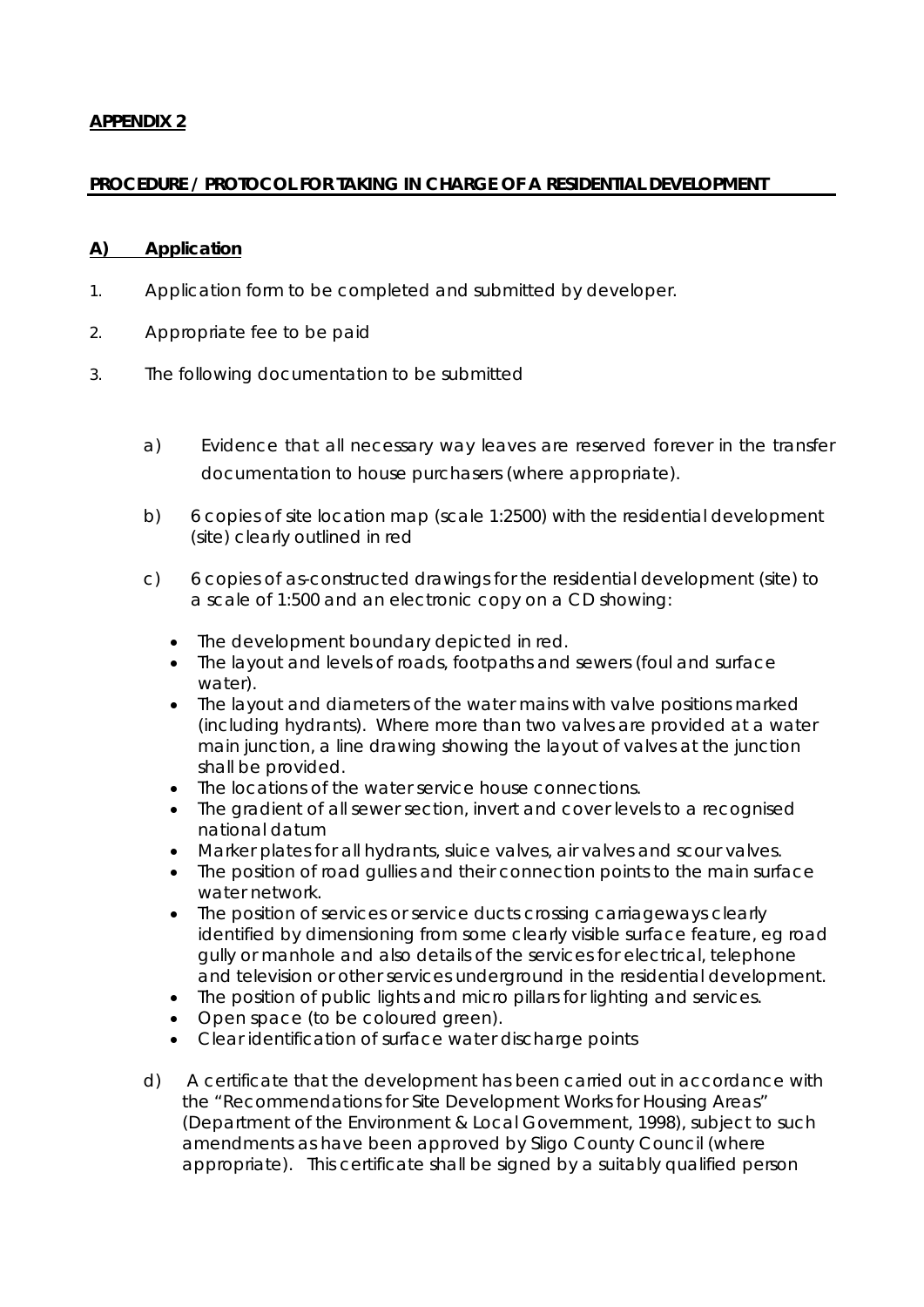**APPENDIX 2**

## **PROCEDURE / PROTOCOL FOR TAKING IN CHARGE OF A RESIDENTIAL DEVELOPMENT**

### **A) Application**

1. Application form to be completed and submitted by developer.
2. Appropriate fee to be paid
3. The following documentation to be submitted

   a) Evidence that all necessary way leaves are reserved forever in the transfer documentation to house purchasers (where appropriate).

   b) 6 copies of site location map (scale 1:2500) with the residential development (site) clearly outlined in red

   c) 6 copies of as-constructed drawings for the residential development (site) to a scale of 1:500 and an electronic copy on a CD showing:

      - The development boundary depicted in red.
      - The layout and levels of roads, footpaths and sewers (foul and surface water).
      - The layout and diameters of the water mains with valve positions marked (including hydrants). Where more than two valves are provided at a water main junction, a line drawing showing the layout of valves at the junction shall be provided.
      - The locations of the water service house connections.
      - The gradient of all sewer section, invert and cover levels to a recognised national datum
      - Marker plates for all hydrants, sluice valves, air valves and scour valves.
      - The position of road gullies and their connection points to the main surface water network.
      - The position of services or service ducts crossing carriageways clearly identified by dimensioning from some clearly visible surface feature, eg road gully or manhole and also details of the services for electrical, telephone and television or other services underground in the residential development.
      - The position of public lights and micro pillars for lighting and services.
      - Open space (to be coloured green).
      - Clear identification of surface water discharge points

   d) A certificate that the development has been carried out in accordance with the "Recommendations for Site Development Works for Housing Areas" (Department of the Environment & Local Government, 1998), subject to such amendments as have been approved by Sligo County Council (where appropriate). This certificate shall be signed by a suitably qualified person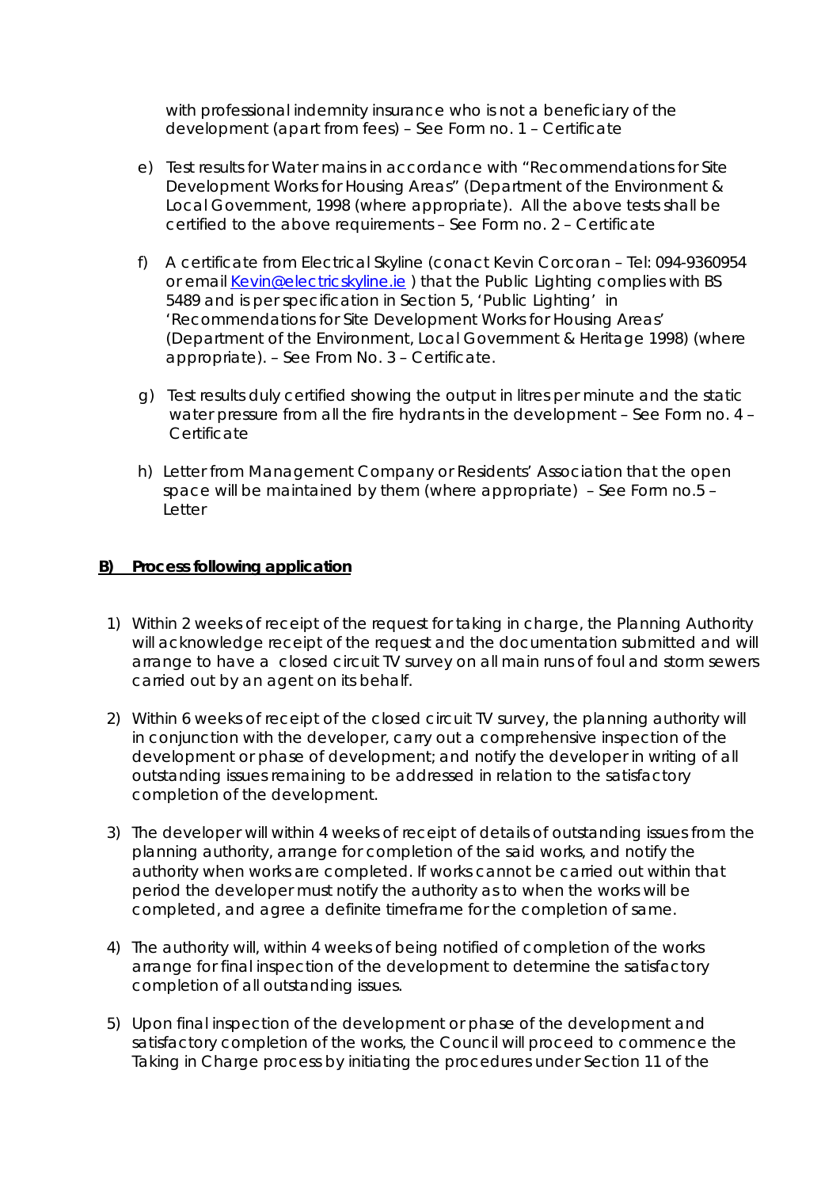with professional indemnity insurance who is not a beneficiary of the development (apart from fees) – See Form no. 1 – Certificate

e) Test results for Water mains in accordance with "Recommendations for Site Development Works for Housing Areas" (Department of the Environment & Local Government, 1998 (where appropriate). All the above tests shall be certified to the above requirements – See Form no. 2 – Certificate

f) A certificate from Electrical Skyline (conact Kevin Corcoran – Tel: 094-9360954 or email Kevin@electricskyline.ie ) that the Public Lighting complies with BS 5489 and is per specification in Section 5, 'Public Lighting' in 'Recommendations for Site Development Works for Housing Areas' (Department of the Environment, Local Government & Heritage 1998) (where appropriate). – See From No. 3 – Certificate.

g) Test results duly certified showing the output in litres per minute and the static water pressure from all the fire hydrants in the development – See Form no. 4 – Certificate

h) Letter from Management Company or Residents' Association that the open space will be maintained by them (where appropriate) – See Form no.5 – Letter

**B) Process following application**

1) Within 2 weeks of receipt of the request for taking in charge, the Planning Authority will acknowledge receipt of the request and the documentation submitted and will arrange to have a closed circuit TV survey on all main runs of foul and storm sewers carried out by an agent on its behalf.

2) Within 6 weeks of receipt of the closed circuit TV survey, the planning authority will in conjunction with the developer, carry out a comprehensive inspection of the development or phase of development; and notify the developer in writing of all outstanding issues remaining to be addressed in relation to the satisfactory completion of the development.

3) The developer will within 4 weeks of receipt of details of outstanding issues from the planning authority, arrange for completion of the said works, and notify the authority when works are completed. If works cannot be carried out within that period the developer must notify the authority as to when the works will be completed, and agree a definite timeframe for the completion of same.

4) The authority will, within 4 weeks of being notified of completion of the works arrange for final inspection of the development to determine the satisfactory completion of all outstanding issues.

5) Upon final inspection of the development or phase of the development and satisfactory completion of the works, the Council will proceed to commence the Taking in Charge process by initiating the procedures under Section 11 of the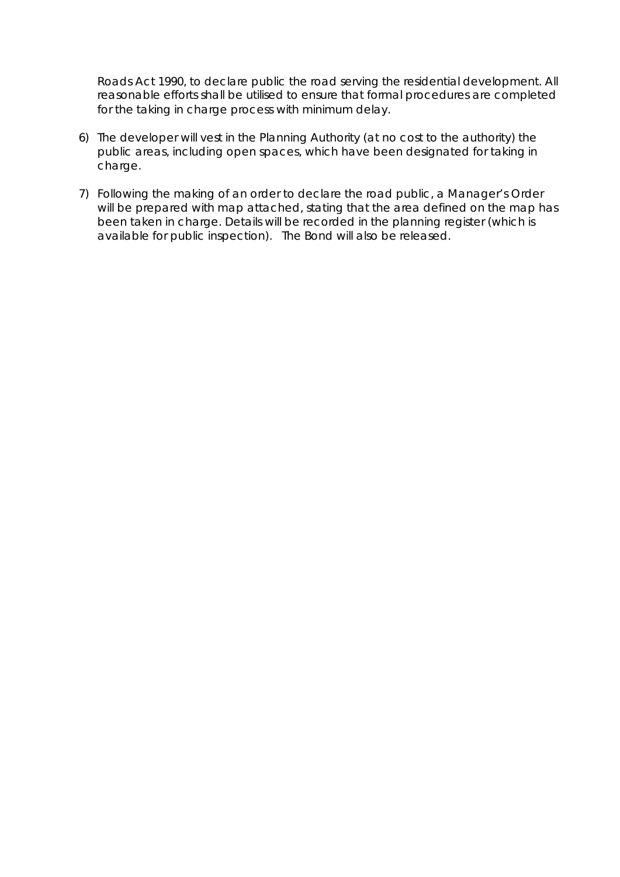Roads Act 1990, to declare public the road serving the residential development. All reasonable efforts shall be utilised to ensure that formal procedures are completed for the taking in charge process with minimum delay.

6) The developer will vest in the Planning Authority (at no cost to the authority) the public areas, including open spaces, which have been designated for taking in charge.

7) Following the making of an order to declare the road public, a Manager's Order will be prepared with map attached, stating that the area defined on the map has been taken in charge. Details will be recorded in the planning register (which is available for public inspection). The Bond will also be released.